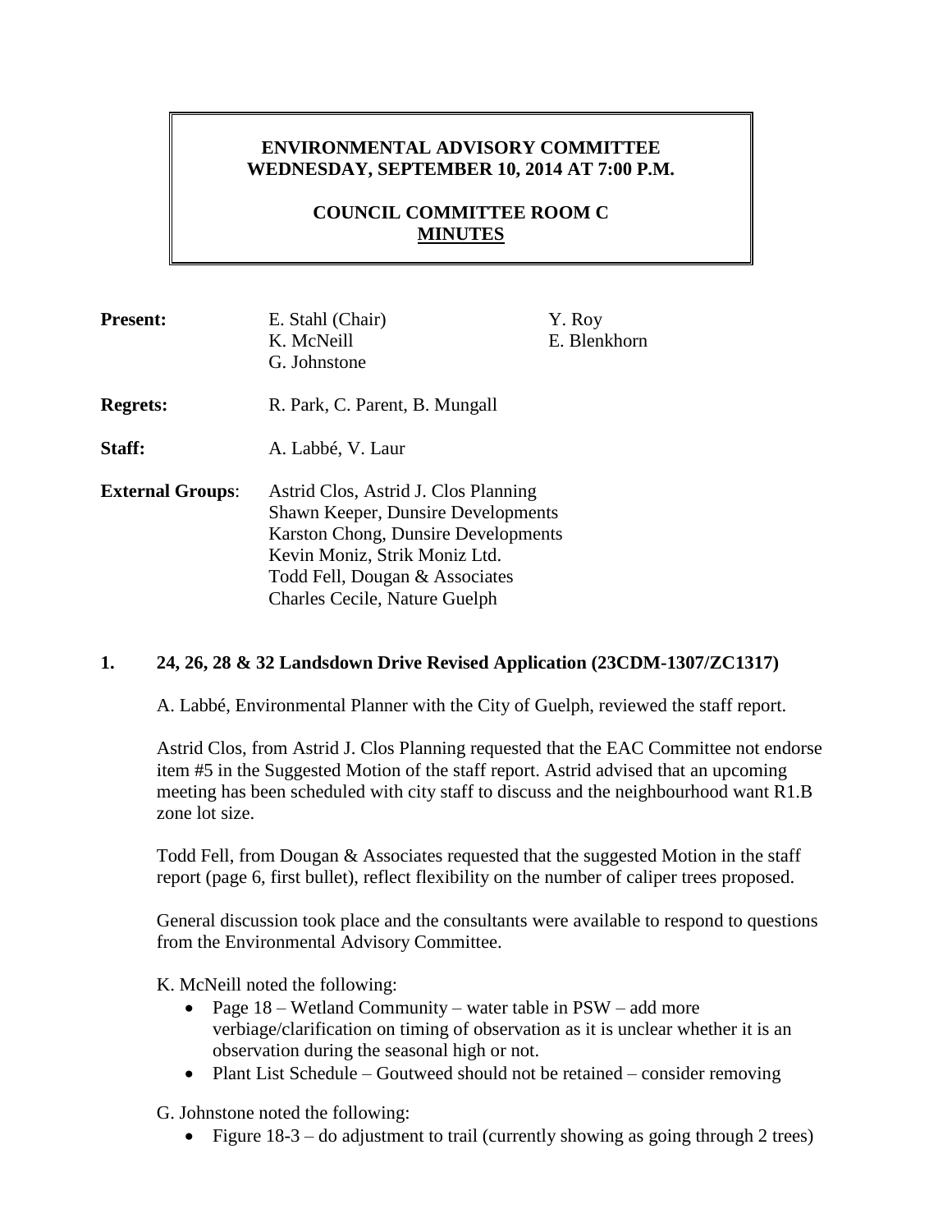**ENVIRONMENTAL ADVISORY COMMITTEE**
**WEDNESDAY, SEPTEMBER 10, 2014 AT 7:00 P.M.**

**COUNCIL COMMITTEE ROOM C**
**MINUTES**

| | | |
|---|---|---|
| **Present:** | E. Stahl (Chair)<br>K. McNeill<br>G. Johnstone | Y. Roy<br>E. Blenkhorn |
| **Regrets:** | R. Park, C. Parent, B. Mungall | |
| **Staff:** | A. Labbé, V. Laur | |
| **External Groups**: | Astrid Clos, Astrid J. Clos Planning<br>Shawn Keeper, Dunsire Developments<br>Karston Chong, Dunsire Developments<br>Kevin Moniz, Strik Moniz Ltd.<br>Todd Fell, Dougan & Associates<br>Charles Cecile, Nature Guelph | |

## 1. 24, 26, 28 & 32 Landsdown Drive Revised Application (23CDM-1307/ZC1317)

A. Labbé, Environmental Planner with the City of Guelph, reviewed the staff report.

Astrid Clos, from Astrid J. Clos Planning requested that the EAC Committee not endorse item #5 in the Suggested Motion of the staff report. Astrid advised that an upcoming meeting has been scheduled with city staff to discuss and the neighbourhood want R1.B zone lot size.

Todd Fell, from Dougan & Associates requested that the suggested Motion in the staff report (page 6, first bullet), reflect flexibility on the number of caliper trees proposed.

General discussion took place and the consultants were available to respond to questions from the Environmental Advisory Committee.

K. McNeill noted the following:

- Page 18 – Wetland Community – water table in PSW – add more verbiage/clarification on timing of observation as it is unclear whether it is an observation during the seasonal high or not.
- Plant List Schedule – Goutweed should not be retained – consider removing

G. Johnstone noted the following:

- Figure 18-3 – do adjustment to trail (currently showing as going through 2 trees)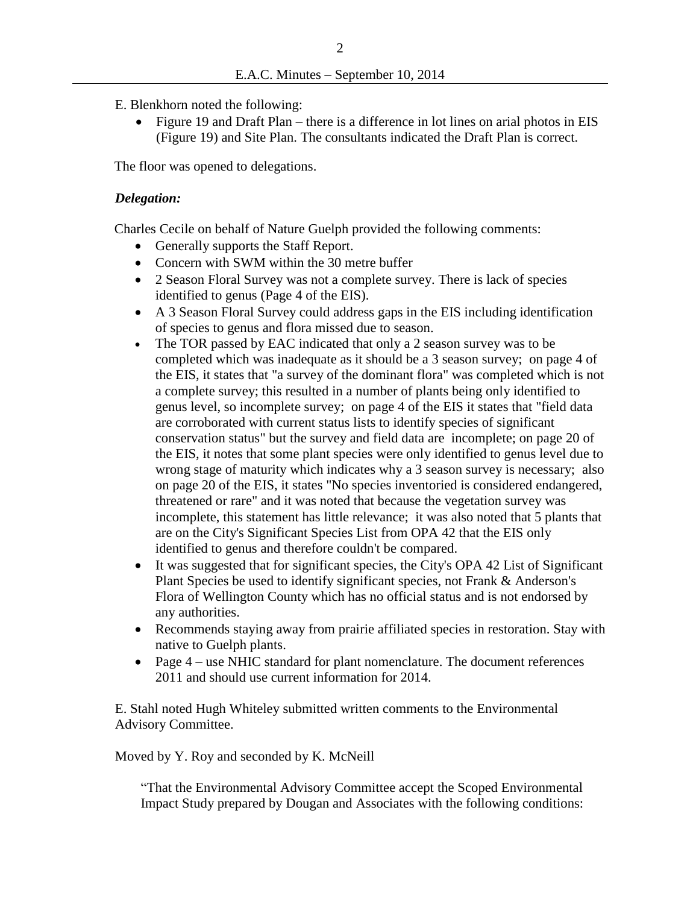E. Blenkhorn noted the following:

- Figure 19 and Draft Plan – there is a difference in lot lines on arial photos in EIS (Figure 19) and Site Plan. The consultants indicated the Draft Plan is correct.

The floor was opened to delegations.

***Delegation:***

Charles Cecile on behalf of Nature Guelph provided the following comments:

- Generally supports the Staff Report.
- Concern with SWM within the 30 metre buffer
- 2 Season Floral Survey was not a complete survey. There is lack of species identified to genus (Page 4 of the EIS).
- A 3 Season Floral Survey could address gaps in the EIS including identification of species to genus and flora missed due to season.
- The TOR passed by EAC indicated that only a 2 season survey was to be completed which was inadequate as it should be a 3 season survey; on page 4 of the EIS, it states that "a survey of the dominant flora" was completed which is not a complete survey; this resulted in a number of plants being only identified to genus level, so incomplete survey; on page 4 of the EIS it states that "field data are corroborated with current status lists to identify species of significant conservation status" but the survey and field data are incomplete; on page 20 of the EIS, it notes that some plant species were only identified to genus level due to wrong stage of maturity which indicates why a 3 season survey is necessary; also on page 20 of the EIS, it states "No species inventoried is considered endangered, threatened or rare" and it was noted that because the vegetation survey was incomplete, this statement has little relevance; it was also noted that 5 plants that are on the City's Significant Species List from OPA 42 that the EIS only identified to genus and therefore couldn't be compared.
- It was suggested that for significant species, the City's OPA 42 List of Significant Plant Species be used to identify significant species, not Frank & Anderson's Flora of Wellington County which has no official status and is not endorsed by any authorities.
- Recommends staying away from prairie affiliated species in restoration. Stay with native to Guelph plants.
- Page 4 – use NHIC standard for plant nomenclature. The document references 2011 and should use current information for 2014.

E. Stahl noted Hugh Whiteley submitted written comments to the Environmental Advisory Committee.

Moved by Y. Roy and seconded by K. McNeill

> "That the Environmental Advisory Committee accept the Scoped Environmental Impact Study prepared by Dougan and Associates with the following conditions: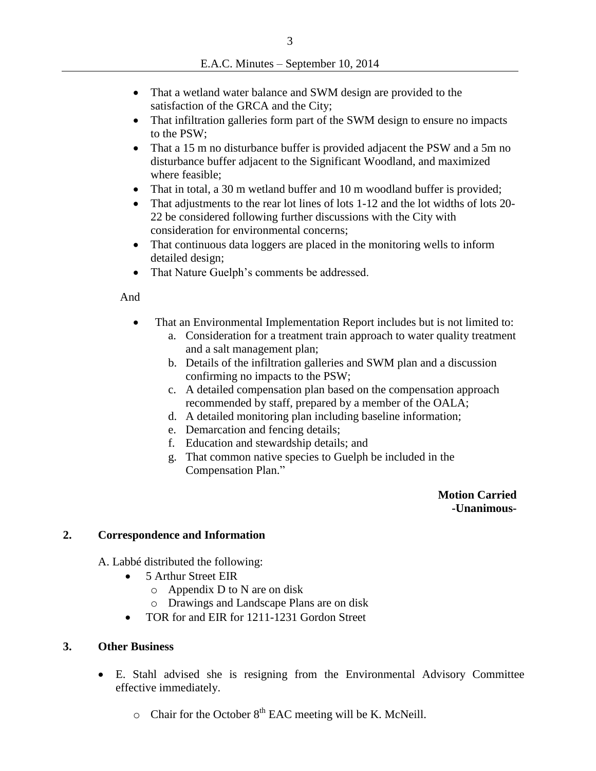- That a wetland water balance and SWM design are provided to the satisfaction of the GRCA and the City;
- That infiltration galleries form part of the SWM design to ensure no impacts to the PSW;
- That a 15 m no disturbance buffer is provided adjacent the PSW and a 5m no disturbance buffer adjacent to the Significant Woodland, and maximized where feasible;
- That in total, a 30 m wetland buffer and 10 m woodland buffer is provided;
- That adjustments to the rear lot lines of lots 1-12 and the lot widths of lots 20-22 be considered following further discussions with the City with consideration for environmental concerns;
- That continuous data loggers are placed in the monitoring wells to inform detailed design;
- That Nature Guelph's comments be addressed.

And

- That an Environmental Implementation Report includes but is not limited to:
  a. Consideration for a treatment train approach to water quality treatment and a salt management plan;
  b. Details of the infiltration galleries and SWM plan and a discussion confirming no impacts to the PSW;
  c. A detailed compensation plan based on the compensation approach recommended by staff, prepared by a member of the OALA;
  d. A detailed monitoring plan including baseline information;
  e. Demarcation and fencing details;
  f. Education and stewardship details; and
  g. That common native species to Guelph be included in the Compensation Plan."

**Motion Carried**
**-Unanimous-**

## 2. Correspondence and Information

A. Labbé distributed the following:

- 5 Arthur Street EIR
  - Appendix D to N are on disk
  - Drawings and Landscape Plans are on disk
- TOR for and EIR for 1211-1231 Gordon Street

## 3. Other Business

- E. Stahl advised she is resigning from the Environmental Advisory Committee effective immediately.
  - Chair for the October 8th EAC meeting will be K. McNeill.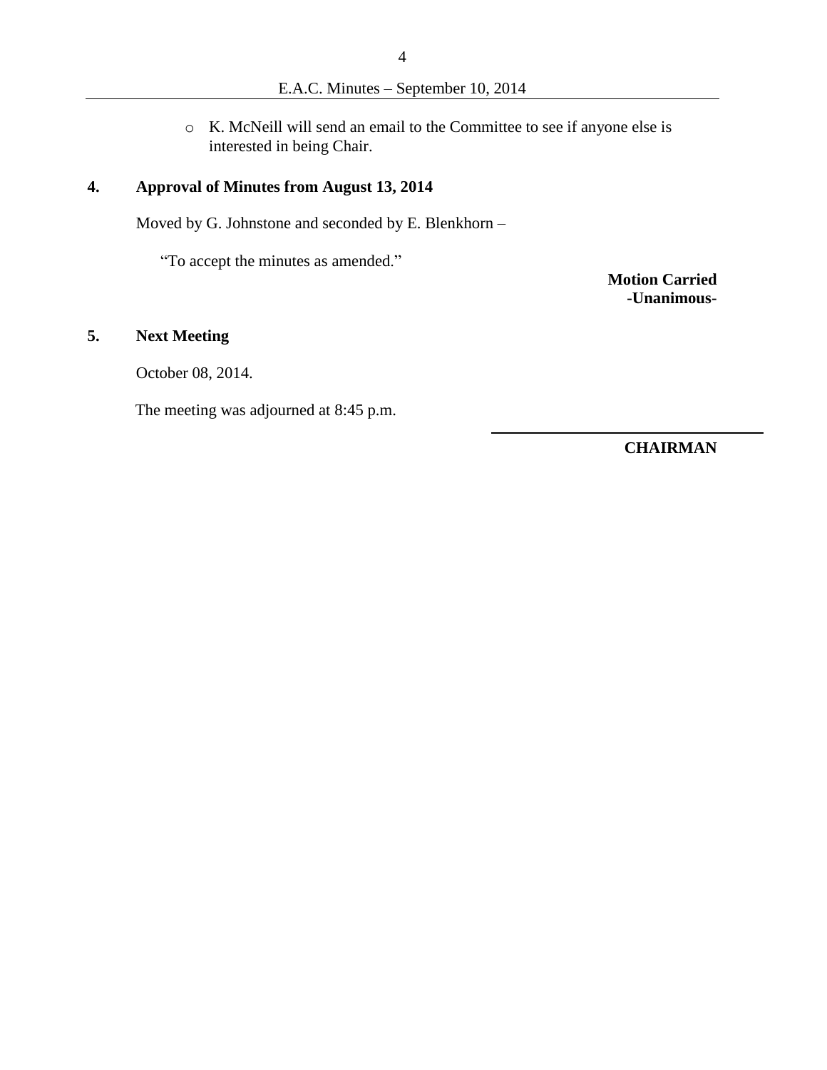- K. McNeill will send an email to the Committee to see if anyone else is interested in being Chair.

## 4. Approval of Minutes from August 13, 2014

Moved by G. Johnstone and seconded by E. Blenkhorn –

"To accept the minutes as amended."

**Motion Carried**
**-Unanimous-**

## 5. Next Meeting

October 08, 2014.

The meeting was adjourned at 8:45 p.m.

\_\_\_\_\_\_\_\_\_\_\_\_\_\_\_\_\_\_\_\_\_\_\_\_\_\_\_\_\_\_

**CHAIRMAN**